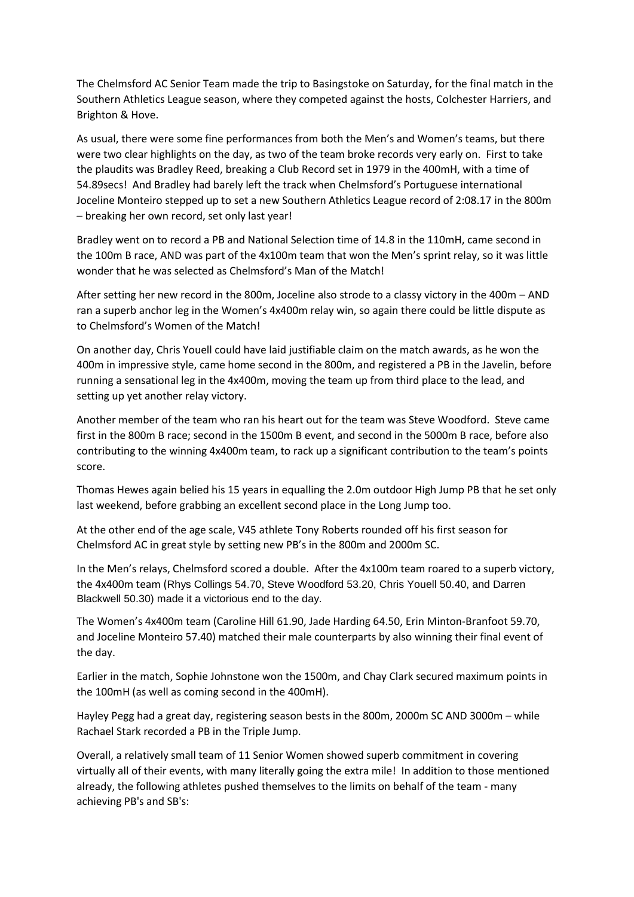The Chelmsford AC Senior Team made the trip to Basingstoke on Saturday, for the final match in the Southern Athletics League season, where they competed against the hosts, Colchester Harriers, and Brighton & Hove.

As usual, there were some fine performances from both the Men's and Women's teams, but there were two clear highlights on the day, as two of the team broke records very early on. First to take the plaudits was Bradley Reed, breaking a Club Record set in 1979 in the 400mH, with a time of 54.89secs! And Bradley had barely left the track when Chelmsford's Portuguese international Joceline Monteiro stepped up to set a new Southern Athletics League record of 2:08.17 in the 800m – breaking her own record, set only last year!

Bradley went on to record a PB and National Selection time of 14.8 in the 110mH, came second in the 100m B race, AND was part of the 4x100m team that won the Men's sprint relay, so it was little wonder that he was selected as Chelmsford's Man of the Match!

After setting her new record in the 800m, Joceline also strode to a classy victory in the 400m – AND ran a superb anchor leg in the Women's 4x400m relay win, so again there could be little dispute as to Chelmsford's Women of the Match!

On another day, Chris Youell could have laid justifiable claim on the match awards, as he won the 400m in impressive style, came home second in the 800m, and registered a PB in the Javelin, before running a sensational leg in the 4x400m, moving the team up from third place to the lead, and setting up yet another relay victory.

Another member of the team who ran his heart out for the team was Steve Woodford. Steve came first in the 800m B race; second in the 1500m B event, and second in the 5000m B race, before also contributing to the winning 4x400m team, to rack up a significant contribution to the team's points score.

Thomas Hewes again belied his 15 years in equalling the 2.0m outdoor High Jump PB that he set only last weekend, before grabbing an excellent second place in the Long Jump too.

At the other end of the age scale, V45 athlete Tony Roberts rounded off his first season for Chelmsford AC in great style by setting new PB's in the 800m and 2000m SC.

In the Men's relays, Chelmsford scored a double. After the 4x100m team roared to a superb victory, the 4x400m team (Rhys Collings 54.70, Steve Woodford 53.20, Chris Youell 50.40, and Darren Blackwell 50.30) made it a victorious end to the day.

The Women's 4x400m team (Caroline Hill 61.90, Jade Harding 64.50, Erin Minton-Branfoot 59.70, and Joceline Monteiro 57.40) matched their male counterparts by also winning their final event of the day.

Earlier in the match, Sophie Johnstone won the 1500m, and Chay Clark secured maximum points in the 100mH (as well as coming second in the 400mH).

Hayley Pegg had a great day, registering season bests in the 800m, 2000m SC AND 3000m – while Rachael Stark recorded a PB in the Triple Jump.

Overall, a relatively small team of 11 Senior Women showed superb commitment in covering virtually all of their events, with many literally going the extra mile! In addition to those mentioned already, the following athletes pushed themselves to the limits on behalf of the team - many achieving PB's and SB's: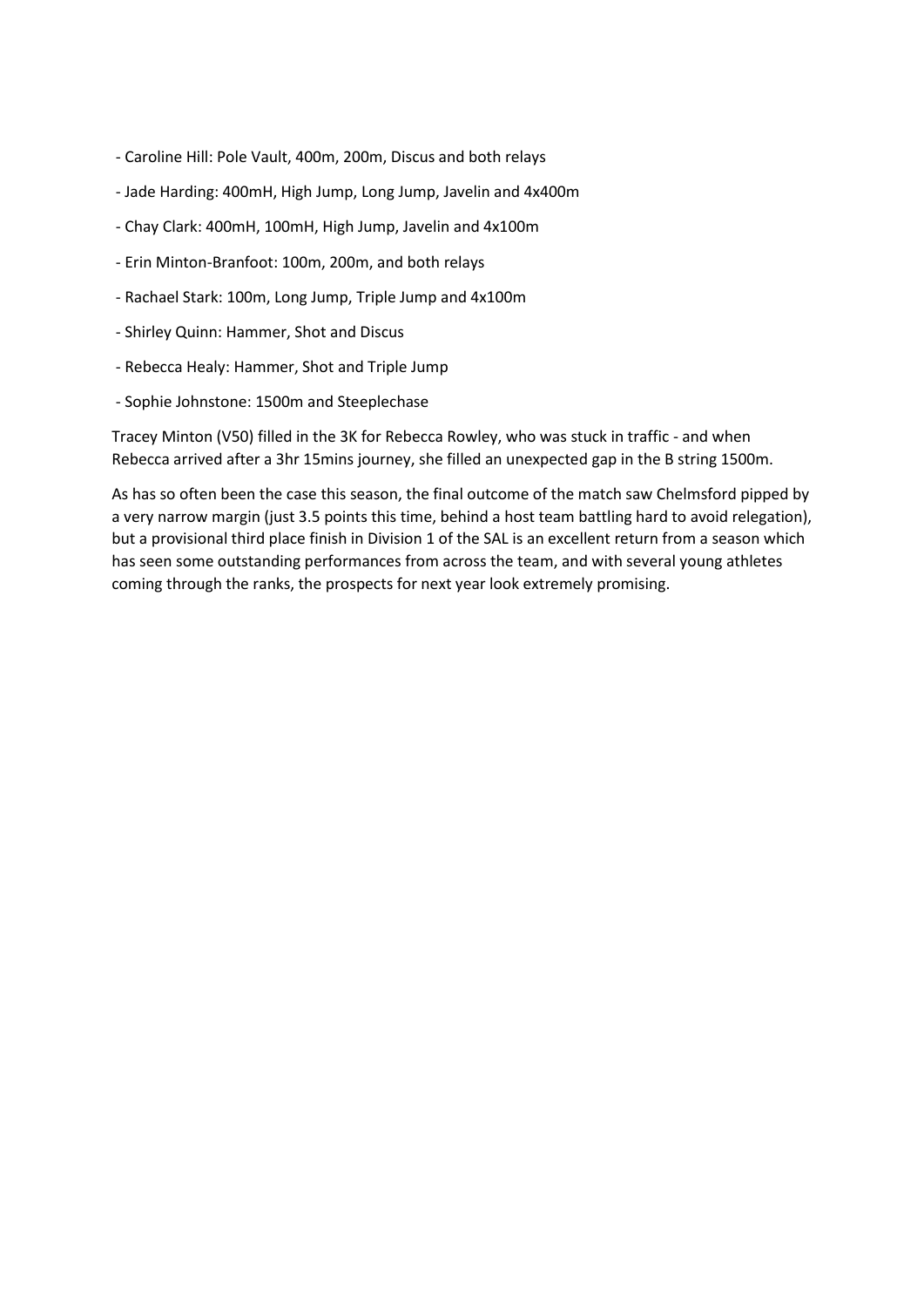- Caroline Hill: Pole Vault, 400m, 200m, Discus and both relays
- Jade Harding: 400mH, High Jump, Long Jump, Javelin and 4x400m
- Chay Clark: 400mH, 100mH, High Jump, Javelin and 4x100m
- Erin Minton-Branfoot: 100m, 200m, and both relays
- Rachael Stark: 100m, Long Jump, Triple Jump and 4x100m
- Shirley Quinn: Hammer, Shot and Discus
- Rebecca Healy: Hammer, Shot and Triple Jump
- Sophie Johnstone: 1500m and Steeplechase

Tracey Minton (V50) filled in the 3K for Rebecca Rowley, who was stuck in traffic - and when Rebecca arrived after a 3hr 15mins journey, she filled an unexpected gap in the B string 1500m.

As has so often been the case this season, the final outcome of the match saw Chelmsford pipped by a very narrow margin (just 3.5 points this time, behind a host team battling hard to avoid relegation), but a provisional third place finish in Division 1 of the SAL is an excellent return from a season which has seen some outstanding performances from across the team, and with several young athletes coming through the ranks, the prospects for next year look extremely promising.